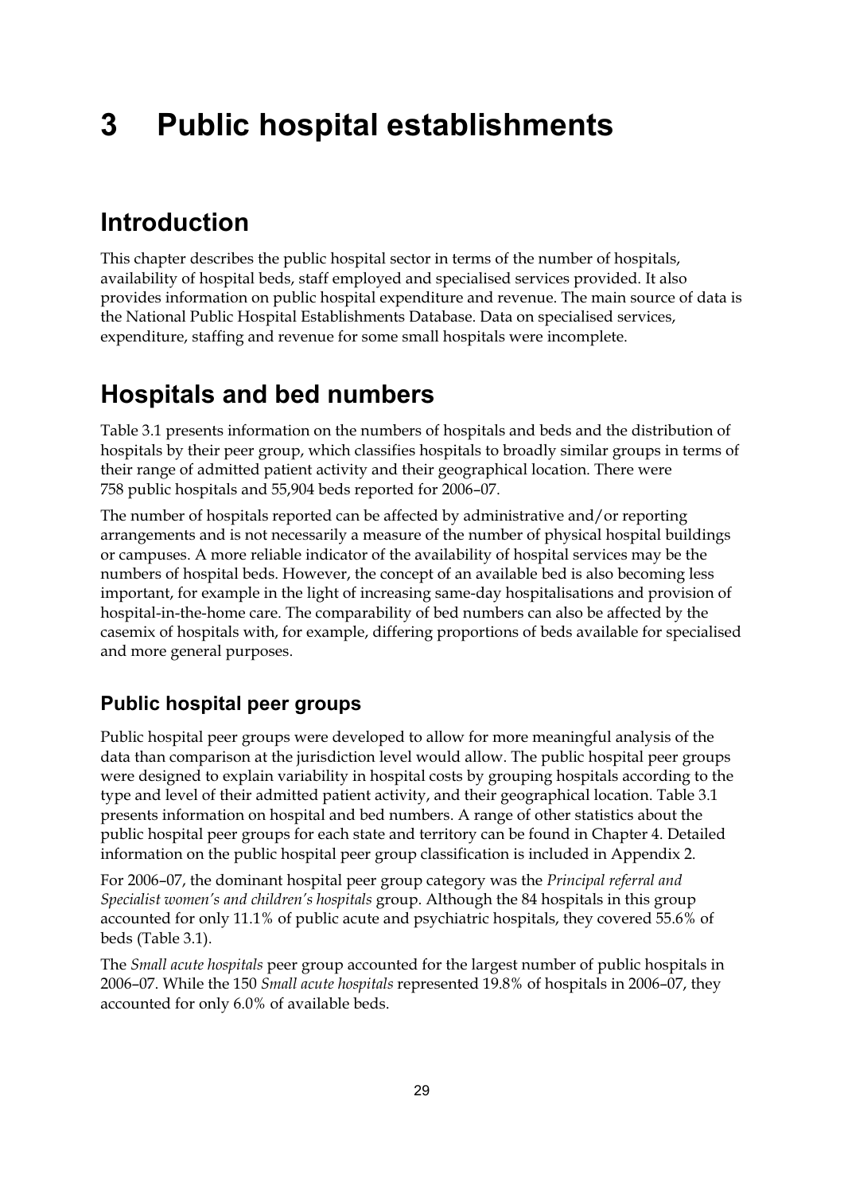# 3 Public hospital establishments

## Introduction

This chapter describes the public hospital sector in terms of the number of hospitals, availability of hospital beds, staff employed and specialised services provided. It also provides information on public hospital expenditure and revenue. The main source of data is the National Public Hospital Establishments Database. Data on specialised services, expenditure, staffing and revenue for some small hospitals were incomplete.

## Hospitals and bed numbers

Table 3.1 presents information on the numbers of hospitals and beds and the distribution of hospitals by their peer group, which classifies hospitals to broadly similar groups in terms of their range of admitted patient activity and their geographical location. There were 758 public hospitals and 55,904 beds reported for 2006–07.

The number of hospitals reported can be affected by administrative and/or reporting arrangements and is not necessarily a measure of the number of physical hospital buildings or campuses. A more reliable indicator of the availability of hospital services may be the numbers of hospital beds. However, the concept of an available bed is also becoming less important, for example in the light of increasing same-day hospitalisations and provision of hospital-in-the-home care. The comparability of bed numbers can also be affected by the casemix of hospitals with, for example, differing proportions of beds available for specialised and more general purposes.

### Public hospital peer groups

Public hospital peer groups were developed to allow for more meaningful analysis of the data than comparison at the jurisdiction level would allow. The public hospital peer groups were designed to explain variability in hospital costs by grouping hospitals according to the type and level of their admitted patient activity, and their geographical location. Table 3.1 presents information on hospital and bed numbers. A range of other statistics about the public hospital peer groups for each state and territory can be found in Chapter 4. Detailed information on the public hospital peer group classification is included in Appendix 2.

For 2006–07, the dominant hospital peer group category was the *Principal referral and Specialist women's and children's hospitals* group. Although the 84 hospitals in this group accounted for only 11.1% of public acute and psychiatric hospitals, they covered 55.6% of beds (Table 3.1).

The *Small acute hospitals* peer group accounted for the largest number of public hospitals in 2006–07. While the 150 *Small acute hospitals* represented 19.8% of hospitals in 2006–07, they accounted for only 6.0% of available beds.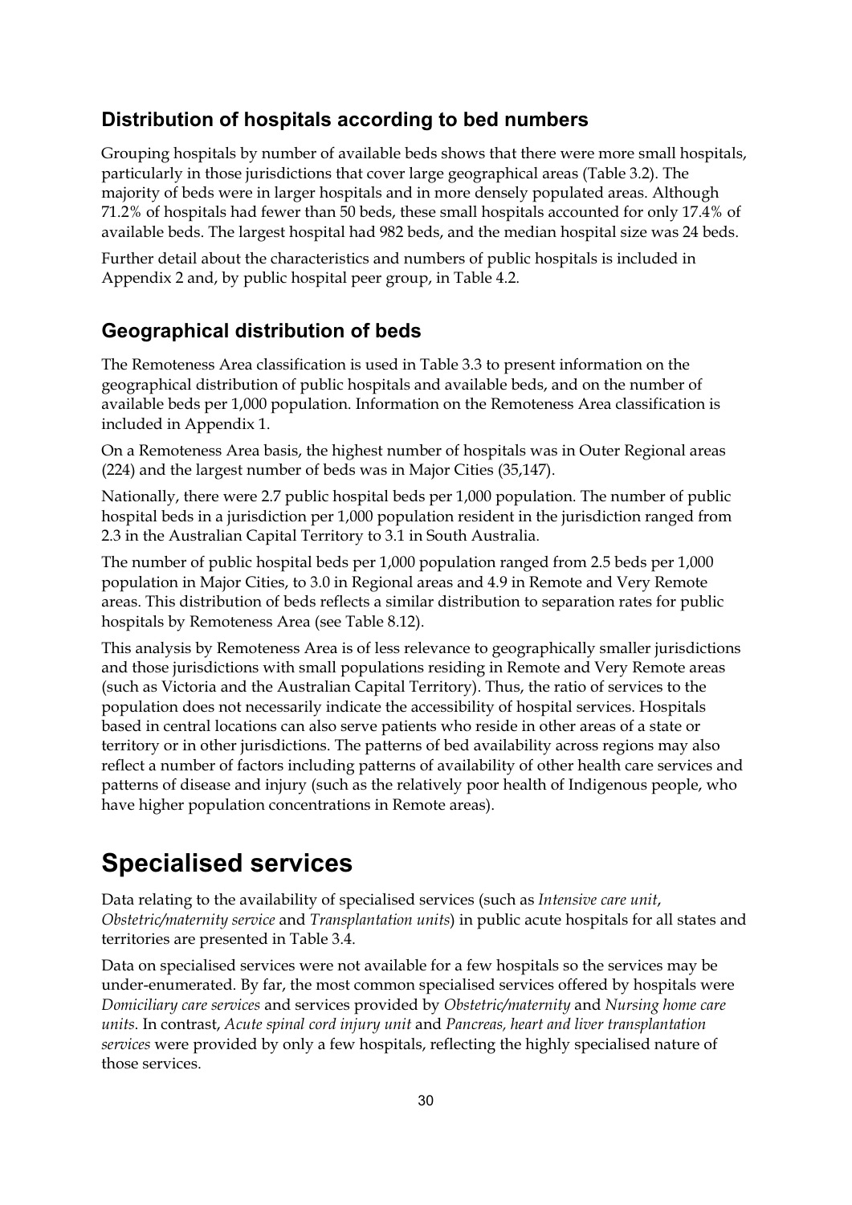### Distribution of hospitals according to bed numbers

Grouping hospitals by number of available beds shows that there were more small hospitals, particularly in those jurisdictions that cover large geographical areas (Table 3.2). The majority of beds were in larger hospitals and in more densely populated areas. Although 71.2% of hospitals had fewer than 50 beds, these small hospitals accounted for only 17.4% of available beds. The largest hospital had 982 beds, and the median hospital size was 24 beds.

Further detail about the characteristics and numbers of public hospitals is included in Appendix 2 and, by public hospital peer group, in Table 4.2.

### Geographical distribution of beds

The Remoteness Area classification is used in Table 3.3 to present information on the geographical distribution of public hospitals and available beds, and on the number of available beds per 1,000 population. Information on the Remoteness Area classification is included in Appendix 1.

On a Remoteness Area basis, the highest number of hospitals was in Outer Regional areas (224) and the largest number of beds was in Major Cities (35,147).

Nationally, there were 2.7 public hospital beds per 1,000 population. The number of public hospital beds in a jurisdiction per 1,000 population resident in the jurisdiction ranged from 2.3 in the Australian Capital Territory to 3.1 in South Australia.

The number of public hospital beds per 1,000 population ranged from 2.5 beds per 1,000 population in Major Cities, to 3.0 in Regional areas and 4.9 in Remote and Very Remote areas. This distribution of beds reflects a similar distribution to separation rates for public hospitals by Remoteness Area (see Table 8.12).

This analysis by Remoteness Area is of less relevance to geographically smaller jurisdictions and those jurisdictions with small populations residing in Remote and Very Remote areas (such as Victoria and the Australian Capital Territory). Thus, the ratio of services to the population does not necessarily indicate the accessibility of hospital services. Hospitals based in central locations can also serve patients who reside in other areas of a state or territory or in other jurisdictions. The patterns of bed availability across regions may also reflect a number of factors including patterns of availability of other health care services and patterns of disease and injury (such as the relatively poor health of Indigenous people, who have higher population concentrations in Remote areas).

## Specialised services

Data relating to the availability of specialised services (such as *Intensive care unit*, *Obstetric/maternity service* and *Transplantation units*) in public acute hospitals for all states and territories are presented in Table 3.4.

Data on specialised services were not available for a few hospitals so the services may be under-enumerated. By far, the most common specialised services offered by hospitals were *Domiciliary care services* and services provided by *Obstetric/maternity* and *Nursing home care units*. In contrast, *Acute spinal cord injury unit* and *Pancreas, heart and liver transplantation services* were provided by only a few hospitals, reflecting the highly specialised nature of those services.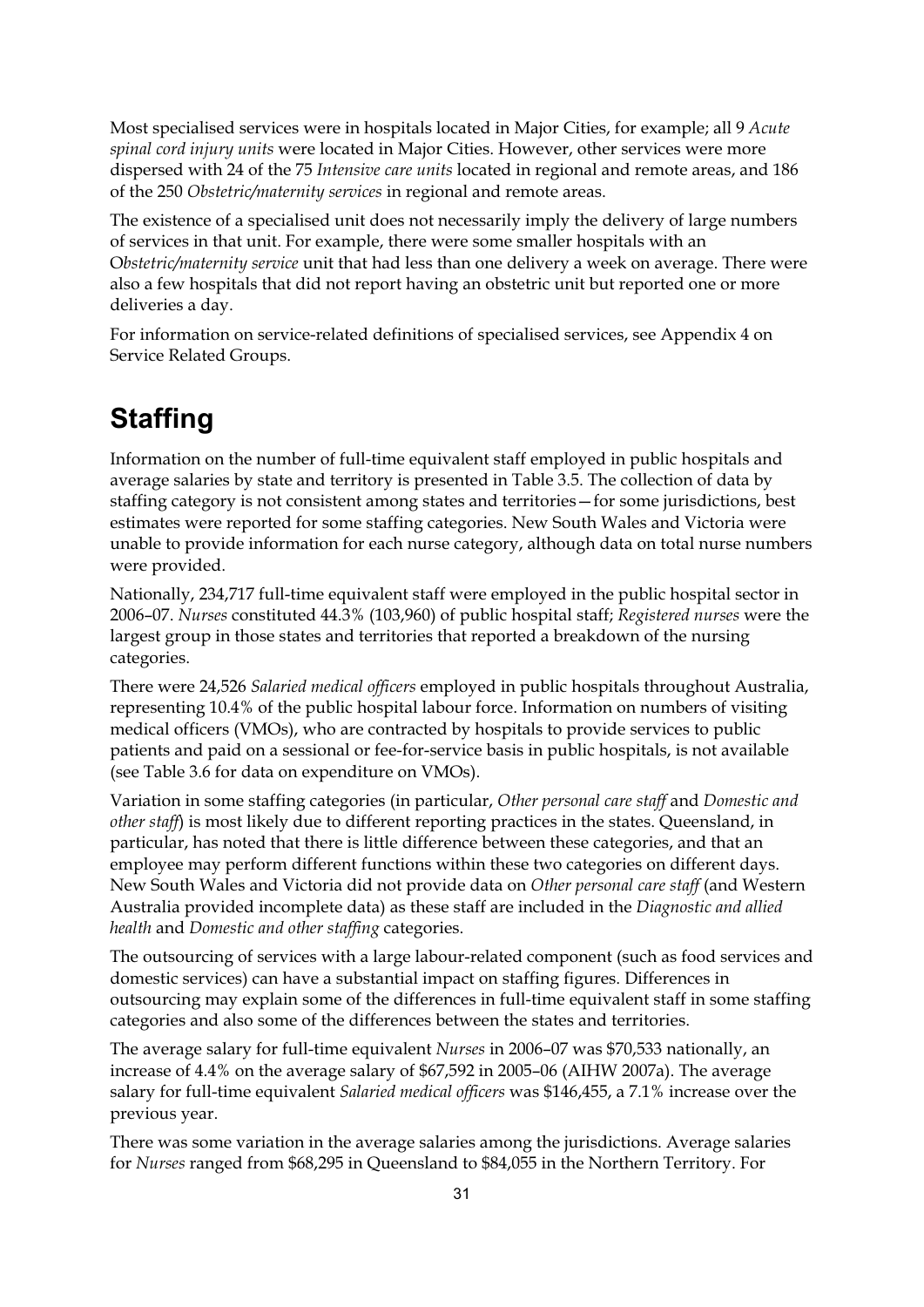Most specialised services were in hospitals located in Major Cities, for example; all 9 *Acute spinal cord injury units* were located in Major Cities. However, other services were more dispersed with 24 of the 75 *Intensive care units* located in regional and remote areas, and 186 of the 250 *Obstetric/maternity services* in regional and remote areas.

The existence of a specialised unit does not necessarily imply the delivery of large numbers of services in that unit. For example, there were some smaller hospitals with an O*bstetric/maternity service* unit that had less than one delivery a week on average. There were also a few hospitals that did not report having an obstetric unit but reported one or more deliveries a day.

For information on service-related definitions of specialised services, see Appendix 4 on Service Related Groups.

## Staffing

Information on the number of full-time equivalent staff employed in public hospitals and average salaries by state and territory is presented in Table 3.5. The collection of data by staffing category is not consistent among states and territories—for some jurisdictions, best estimates were reported for some staffing categories. New South Wales and Victoria were unable to provide information for each nurse category, although data on total nurse numbers were provided.

Nationally, 234,717 full-time equivalent staff were employed in the public hospital sector in 2006–07. *Nurses* constituted 44.3% (103,960) of public hospital staff; *Registered nurses* were the largest group in those states and territories that reported a breakdown of the nursing categories.

There were 24,526 *Salaried medical officers* employed in public hospitals throughout Australia, representing 10.4% of the public hospital labour force. Information on numbers of visiting medical officers (VMOs), who are contracted by hospitals to provide services to public patients and paid on a sessional or fee-for-service basis in public hospitals, is not available (see Table 3.6 for data on expenditure on VMOs).

Variation in some staffing categories (in particular, *Other personal care staff* and *Domestic and other staff*) is most likely due to different reporting practices in the states. Queensland, in particular, has noted that there is little difference between these categories, and that an employee may perform different functions within these two categories on different days. New South Wales and Victoria did not provide data on *Other personal care staff* (and Western Australia provided incomplete data) as these staff are included in the *Diagnostic and allied health* and *Domestic and other staffing* categories.

The outsourcing of services with a large labour-related component (such as food services and domestic services) can have a substantial impact on staffing figures. Differences in outsourcing may explain some of the differences in full-time equivalent staff in some staffing categories and also some of the differences between the states and territories.

The average salary for full-time equivalent *Nurses* in 2006–07 was $70,533 nationally, an increase of 4.4% on the average salary of $67,592 in 2005–06 (AIHW 2007a). The average salary for full-time equivalent *Salaried medical officers* was $146,455, a 7.1% increase over the previous year.

There was some variation in the average salaries among the jurisdictions. Average salaries for *Nurses* ranged from $68,295 in Queensland to $84,055 in the Northern Territory. For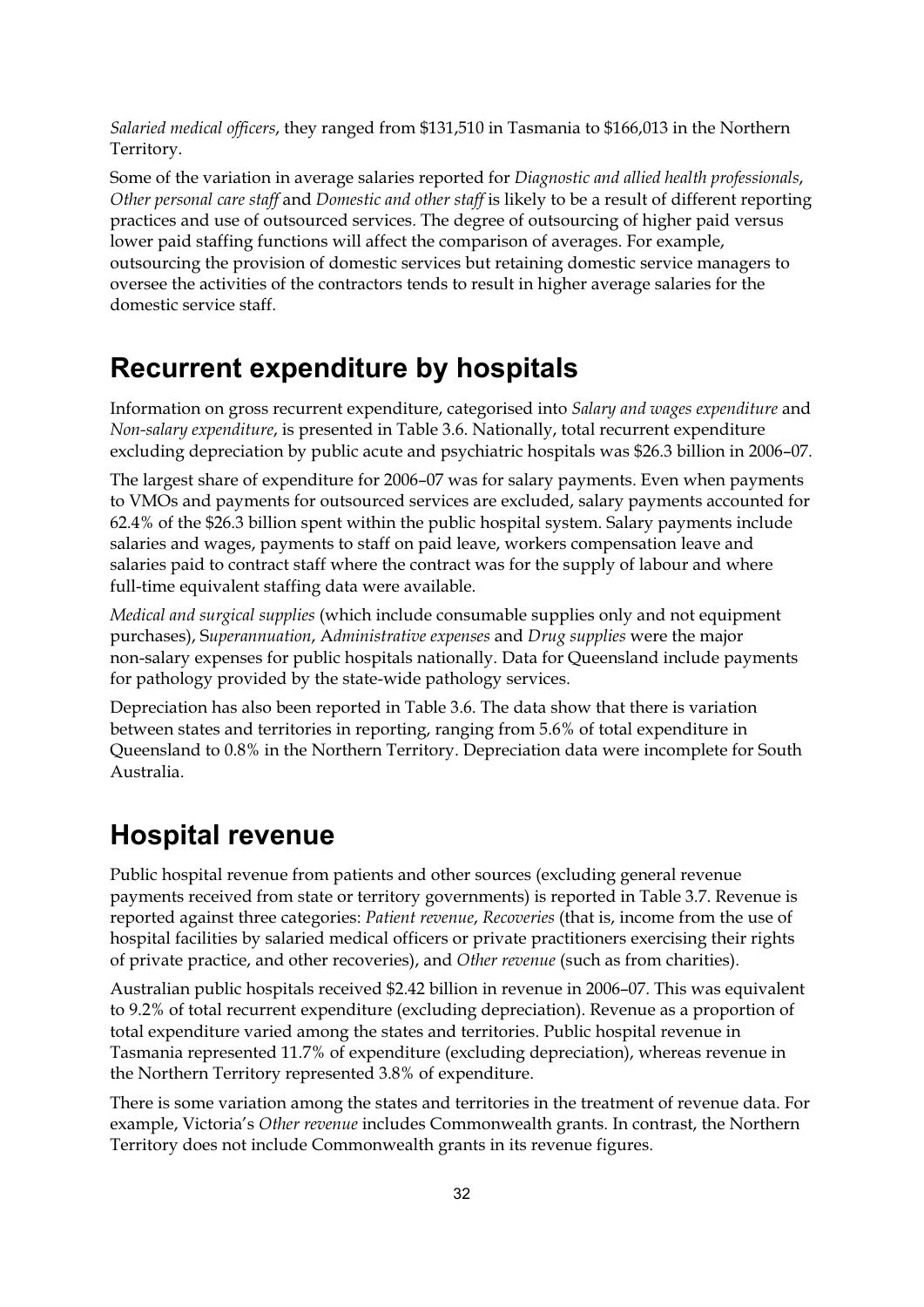*Salaried medical officers*, they ranged from $131,510 in Tasmania to $166,013 in the Northern Territory.

Some of the variation in average salaries reported for *Diagnostic and allied health professionals*, *Other personal care staff* and *Domestic and other staff* is likely to be a result of different reporting practices and use of outsourced services. The degree of outsourcing of higher paid versus lower paid staffing functions will affect the comparison of averages. For example, outsourcing the provision of domestic services but retaining domestic service managers to oversee the activities of the contractors tends to result in higher average salaries for the domestic service staff.

## Recurrent expenditure by hospitals

Information on gross recurrent expenditure, categorised into *Salary and wages expenditure* and *Non-salary expenditure*, is presented in Table 3.6. Nationally, total recurrent expenditure excluding depreciation by public acute and psychiatric hospitals was $26.3 billion in 2006–07.

The largest share of expenditure for 2006–07 was for salary payments. Even when payments to VMOs and payments for outsourced services are excluded, salary payments accounted for 62.4% of the $26.3 billion spent within the public hospital system. Salary payments include salaries and wages, payments to staff on paid leave, workers compensation leave and salaries paid to contract staff where the contract was for the supply of labour and where full-time equivalent staffing data were available.

*Medical and surgical supplies* (which include consumable supplies only and not equipment purchases), S*uperannuation*, A*dministrative expenses* and *Drug supplies* were the major non-salary expenses for public hospitals nationally. Data for Queensland include payments for pathology provided by the state-wide pathology services.

Depreciation has also been reported in Table 3.6. The data show that there is variation between states and territories in reporting, ranging from 5.6% of total expenditure in Queensland to 0.8% in the Northern Territory. Depreciation data were incomplete for South Australia.

## Hospital revenue

Public hospital revenue from patients and other sources (excluding general revenue payments received from state or territory governments) is reported in Table 3.7. Revenue is reported against three categories: *Patient revenue*, *Recoveries* (that is, income from the use of hospital facilities by salaried medical officers or private practitioners exercising their rights of private practice, and other recoveries), and *Other revenue* (such as from charities).

Australian public hospitals received $2.42 billion in revenue in 2006–07. This was equivalent to 9.2% of total recurrent expenditure (excluding depreciation). Revenue as a proportion of total expenditure varied among the states and territories. Public hospital revenue in Tasmania represented 11.7% of expenditure (excluding depreciation), whereas revenue in the Northern Territory represented 3.8% of expenditure.

There is some variation among the states and territories in the treatment of revenue data. For example, Victoria's *Other revenue* includes Commonwealth grants. In contrast, the Northern Territory does not include Commonwealth grants in its revenue figures.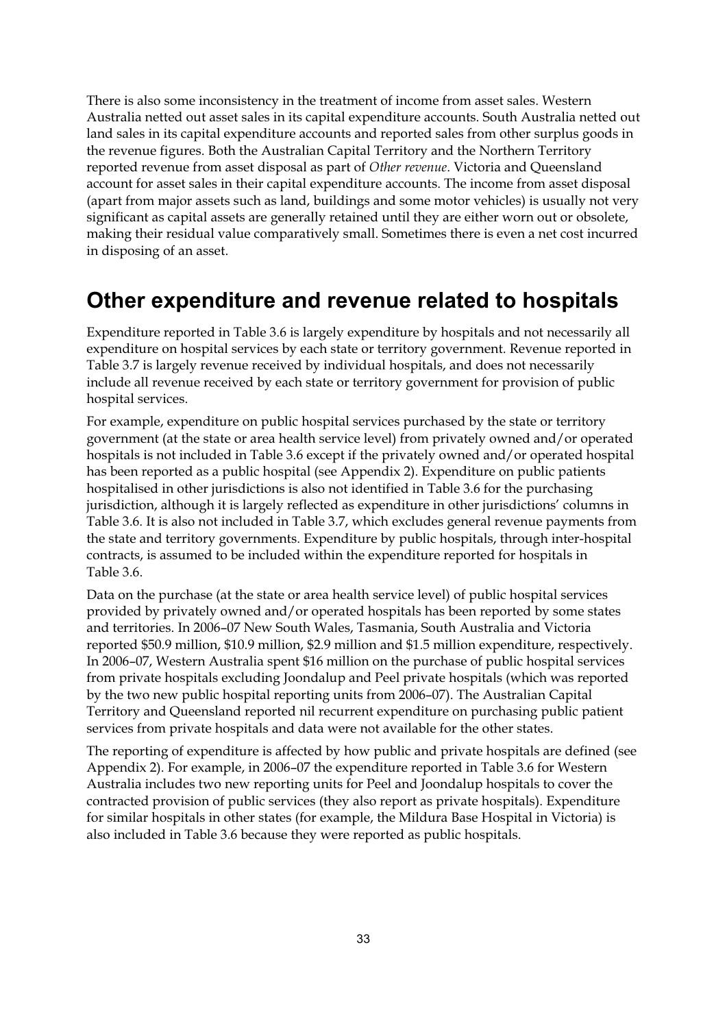There is also some inconsistency in the treatment of income from asset sales. Western Australia netted out asset sales in its capital expenditure accounts. South Australia netted out land sales in its capital expenditure accounts and reported sales from other surplus goods in the revenue figures. Both the Australian Capital Territory and the Northern Territory reported revenue from asset disposal as part of *Other revenue*. Victoria and Queensland account for asset sales in their capital expenditure accounts. The income from asset disposal (apart from major assets such as land, buildings and some motor vehicles) is usually not very significant as capital assets are generally retained until they are either worn out or obsolete, making their residual value comparatively small. Sometimes there is even a net cost incurred in disposing of an asset.

## Other expenditure and revenue related to hospitals

Expenditure reported in Table 3.6 is largely expenditure by hospitals and not necessarily all expenditure on hospital services by each state or territory government. Revenue reported in Table 3.7 is largely revenue received by individual hospitals, and does not necessarily include all revenue received by each state or territory government for provision of public hospital services.

For example, expenditure on public hospital services purchased by the state or territory government (at the state or area health service level) from privately owned and/or operated hospitals is not included in Table 3.6 except if the privately owned and/or operated hospital has been reported as a public hospital (see Appendix 2). Expenditure on public patients hospitalised in other jurisdictions is also not identified in Table 3.6 for the purchasing jurisdiction, although it is largely reflected as expenditure in other jurisdictions' columns in Table 3.6. It is also not included in Table 3.7, which excludes general revenue payments from the state and territory governments. Expenditure by public hospitals, through inter-hospital contracts, is assumed to be included within the expenditure reported for hospitals in Table 3.6.

Data on the purchase (at the state or area health service level) of public hospital services provided by privately owned and/or operated hospitals has been reported by some states and territories. In 2006–07 New South Wales, Tasmania, South Australia and Victoria reported $50.9 million, $10.9 million, $2.9 million and $1.5 million expenditure, respectively. In 2006–07, Western Australia spent $16 million on the purchase of public hospital services from private hospitals excluding Joondalup and Peel private hospitals (which was reported by the two new public hospital reporting units from 2006–07). The Australian Capital Territory and Queensland reported nil recurrent expenditure on purchasing public patient services from private hospitals and data were not available for the other states.

The reporting of expenditure is affected by how public and private hospitals are defined (see Appendix 2). For example, in 2006–07 the expenditure reported in Table 3.6 for Western Australia includes two new reporting units for Peel and Joondalup hospitals to cover the contracted provision of public services (they also report as private hospitals). Expenditure for similar hospitals in other states (for example, the Mildura Base Hospital in Victoria) is also included in Table 3.6 because they were reported as public hospitals.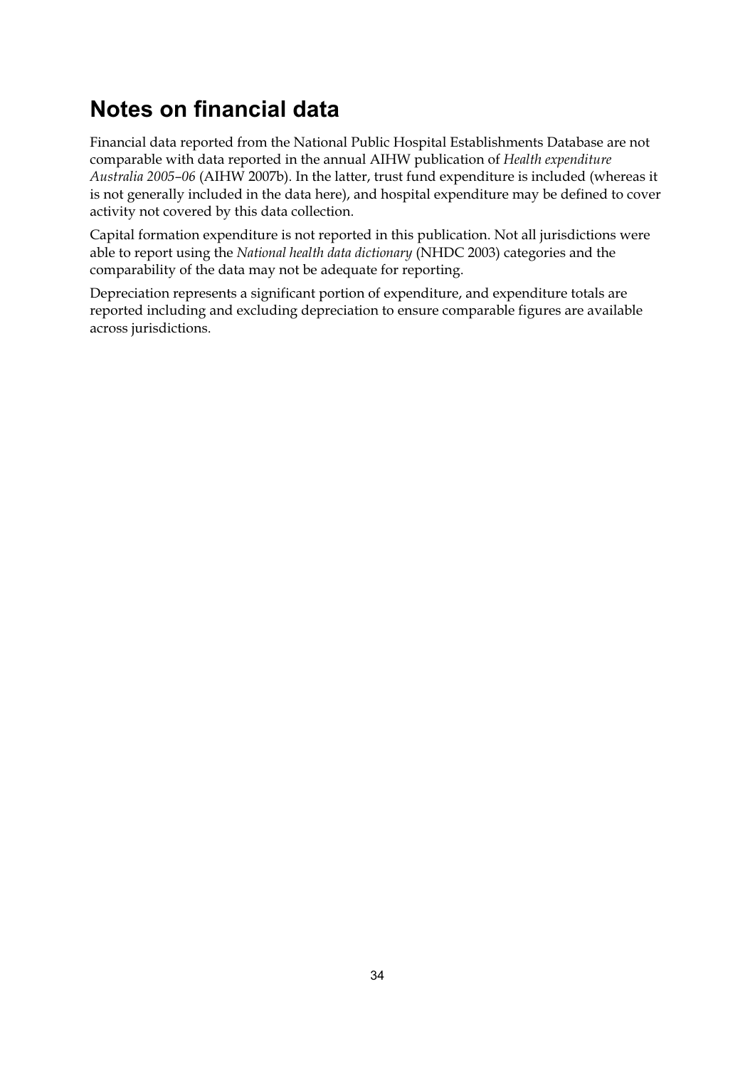## Notes on financial data

Financial data reported from the National Public Hospital Establishments Database are not comparable with data reported in the annual AIHW publication of *Health expenditure Australia 2005–06* (AIHW 2007b). In the latter, trust fund expenditure is included (whereas it is not generally included in the data here), and hospital expenditure may be defined to cover activity not covered by this data collection.

Capital formation expenditure is not reported in this publication. Not all jurisdictions were able to report using the *National health data dictionary* (NHDC 2003) categories and the comparability of the data may not be adequate for reporting.

Depreciation represents a significant portion of expenditure, and expenditure totals are reported including and excluding depreciation to ensure comparable figures are available across jurisdictions.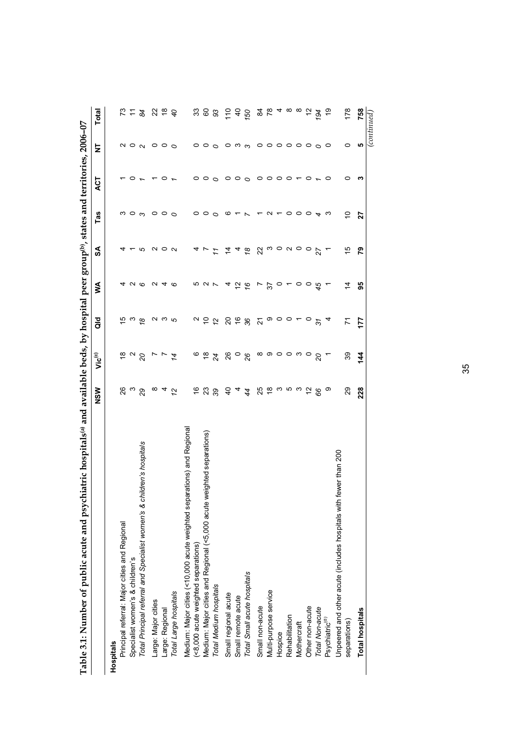**Table 3.1: Number of public acute and psychiatric hospitals[(a)] and available beds, by hospital peer group[(b)], states and territories, 2006–07**

| | NSW | Vic[(c)] | Qld | WA | SA | Tas | ACT | NT | Total |
|---|---|---|---|---|---|---|---|---|---|
| **Hospitals** | | | | | | | | | |
| Principal referral: Major cities and Regional | 26 | 18 | 15 | 4 | 4 | 3 | 1 | 2 | 73 |
| Specialist women's & children's | 3 | 2 | 3 | 2 | 1 | 0 | 0 | 0 | 11 |
| *Total Principal referral and Specialist women's & children's hospitals* | *29* | *20* | *18* | *6* | *5* | *3* | *1* | *2* | *84* |
| Large: Major cities | 8 | 7 | 2 | 2 | 2 | 0 | 1 | 0 | 22 |
| Large: Regional | 4 | 7 | 3 | 4 | 0 | 0 | 0 | 0 | 18 |
| *Total Large hospitals* | *12* | *14* | *5* | *6* | *2* | *0* | *1* | *0* | *40* |
| Medium: Major cities (<10,000 acute weighted separations) and Regional (<8,000 acute weighted separations) | 16 | 6 | 2 | 5 | 4 | 0 | 0 | 0 | 33 |
| Medium: Major cities and Regional (<5,000 acute weighted separations) | 23 | 18 | 10 | 2 | 7 | 0 | 0 | 0 | 60 |
| *Total Medium hospitals* | *39* | *24* | *12* | *7* | *11* | *0* | *0* | *0* | *93* |
| Small regional acute | 40 | 26 | 20 | 4 | 14 | 6 | 0 | 0 | 110 |
| Small remote acute | 4 | 0 | 16 | 12 | 4 | 1 | 0 | 3 | 40 |
| *Total Small acute hospitals* | *44* | *26* | *36* | *16* | *18* | *7* | *0* | *3* | *150* |
| Small non-acute | 25 | 8 | 21 | 7 | 22 | 1 | 0 | 0 | 84 |
| Multi-purpose service | 18 | 9 | 9 | 37 | 3 | 2 | 0 | 0 | 78 |
| Hospice | 3 | 0 | 0 | 0 | 0 | 1 | 0 | 0 | 4 |
| Rehabilitation | 5 | 0 | 0 | 1 | 2 | 0 | 0 | 0 | 8 |
| Mothercraft | 3 | 3 | 1 | 0 | 0 | 0 | 1 | 0 | 8 |
| Other non-acute | 12 | 0 | 0 | 0 | 0 | 0 | 0 | 0 | 12 |
| *Total Non-acute* | *66* | *20* | *31* | *45* | *27* | *4* | *1* | *0* | *194* |
| Psychiatric[(d)] | 9 | 1 | 4 | 1 | 1 | 3 | 0 | 0 | 19 |
| Unpeered and other acute (includes hospitals with fewer than 200 separations) | 29 | 39 | 71 | 14 | 15 | 10 | 0 | 0 | 178 |
| **Total hospitals** | **228** | **144** | **177** | **95** | **79** | **27** | **3** | **5** | **758** |

*(continued)*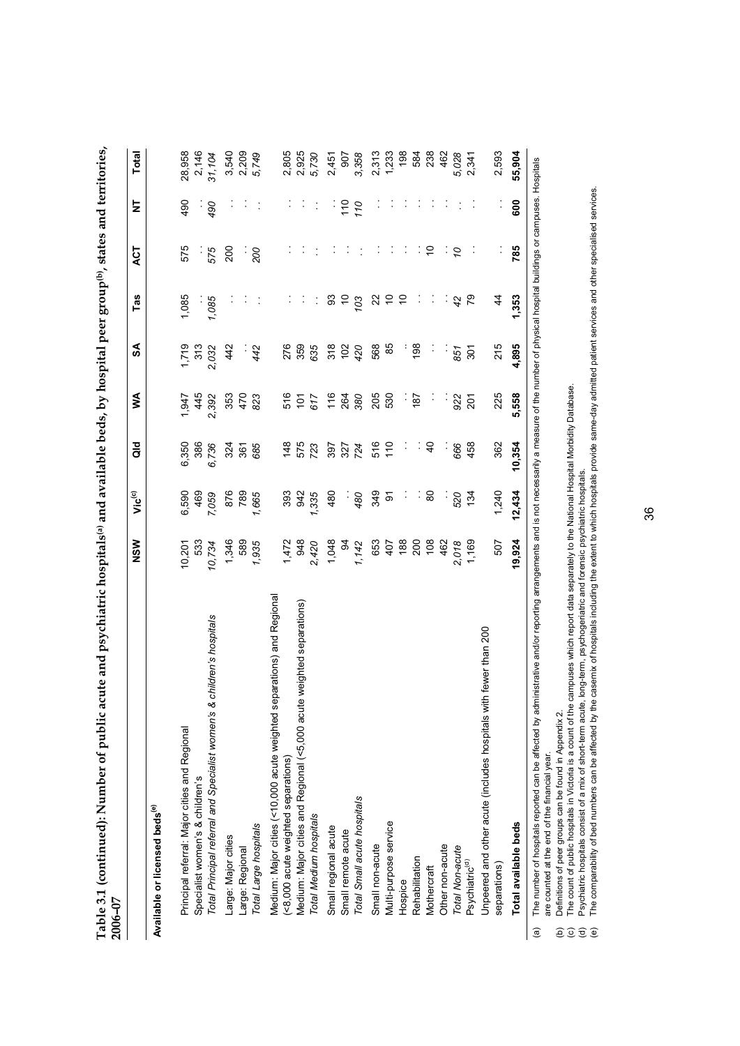**Table 3.1 (continued): Number of public acute and psychiatric hospitals[(a)] and available beds, by hospital peer group[(b)], states and territories, 2006–07**

| | NSW | Vic[(c)] | Qld | WA | SA | Tas | ACT | NT | Total |
|---|---|---|---|---|---|---|---|---|---|
| **Available or licensed beds[(e)]** | | | | | | | | | |
| Principal referral: Major cities and Regional | 10,201 | 6,590 | 6,350 | 1,947 | 1,719 | 1,085 | 575 | 490 | 28,958 |
| Specialist women's & children's | 533 | 469 | 386 | 445 | 313 | . . | . . | . . | 2,146 |
| *Total Principal referral and Specialist women's & children's hospitals* | *10,734* | *7,059* | *6,736* | *2,392* | *2,032* | *1,085* | *575* | *490* | *31,104* |
| Large: Major cities | 1,346 | 876 | 324 | 353 | 442 | . . | 200 | . . | 3,540 |
| Large: Regional | 589 | 789 | 361 | 470 | . . | . . | . . | . . | 2,209 |
| *Total Large hospitals* | *1,935* | *1,665* | *685* | *823* | *442* | . . | *200* | . . | *5,749* |
| Medium: Major cities (<10,000 acute weighted separations) and Regional (<8,000 acute weighted separations) | 1,472 | 393 | 148 | 516 | 276 | . . | . . | . . | 2,805 |
| Medium: Major cities and Regional (<5,000 acute weighted separations) | 948 | 942 | 575 | 101 | 359 | . . | . . | . . | 2,925 |
| *Total Medium hospitals* | *2,420* | *1,335* | *723* | *617* | *635* | . . | . . | . . | *5,730* |
| Small regional acute | 1,048 | 480 | 397 | 116 | 318 | 93 | . . | . . | 2,451 |
| Small remote acute | 94 | . . | 327 | 264 | 102 | 10 | . . | 110 | 907 |
| *Total Small acute hospitals* | *1,142* | *480* | *724* | *380* | *420* | *103* | . . | *110* | *3,358* |
| Small non-acute | 653 | 349 | 516 | 205 | 568 | 22 | . . | . . | 2,313 |
| Multi-purpose service | 407 | 91 | 110 | 530 | 85 | 10 | . . | . . | 1,233 |
| Hospice | 188 | . . | . . | . . | . . | 10 | . . | . . | 198 |
| Rehabilitation | 200 | . . | . . | 187 | 198 | . . | . . | . . | 584 |
| Mothercraft | 108 | 80 | 40 | . . | . . | . . | 10 | . . | 238 |
| Other non-acute | 462 | . . | . . | . . | . . | . . | . . | . . | 462 |
| *Total Non-acute* | *2,018* | *520* | *666* | *922* | *851* | *42* | *10* | . . | *5,028* |
| Psychiatric[(d)] | 1,169 | 134 | 458 | 201 | 301 | 79 | . . | . . | 2,341 |
| Unpeered and other acute (includes hospitals with fewer than 200 separations) | 507 | 1,240 | 362 | 225 | 215 | 44 | . . | . . | 2,593 |
| **Total available beds** | **19,924** | **12,434** | **10,354** | **5,558** | **4,895** | **1,353** | **785** | **600** | **55,904** |

(a) The number of hospitals reported can be affected by administrative and/or reporting arrangements and is not necessarily a measure of the number of physical hospital buildings or campuses. Hospitals are counted at the end of the financial year.
(b) Definitions of peer groups can be found in Appendix 2.
(c) The count of public hospitals in Victoria is a count of the campuses which report data separately to the National Hospital Morbidity Database.
(d) Psychiatric hospitals consist of a mix of short-term acute, long-term, psychogeriatric and forensic psychiatric hospitals.
(e) The comparability of bed numbers can be affected by the casemix of hospitals including the extent to which hospitals provide same-day admitted patient services and other specialised services.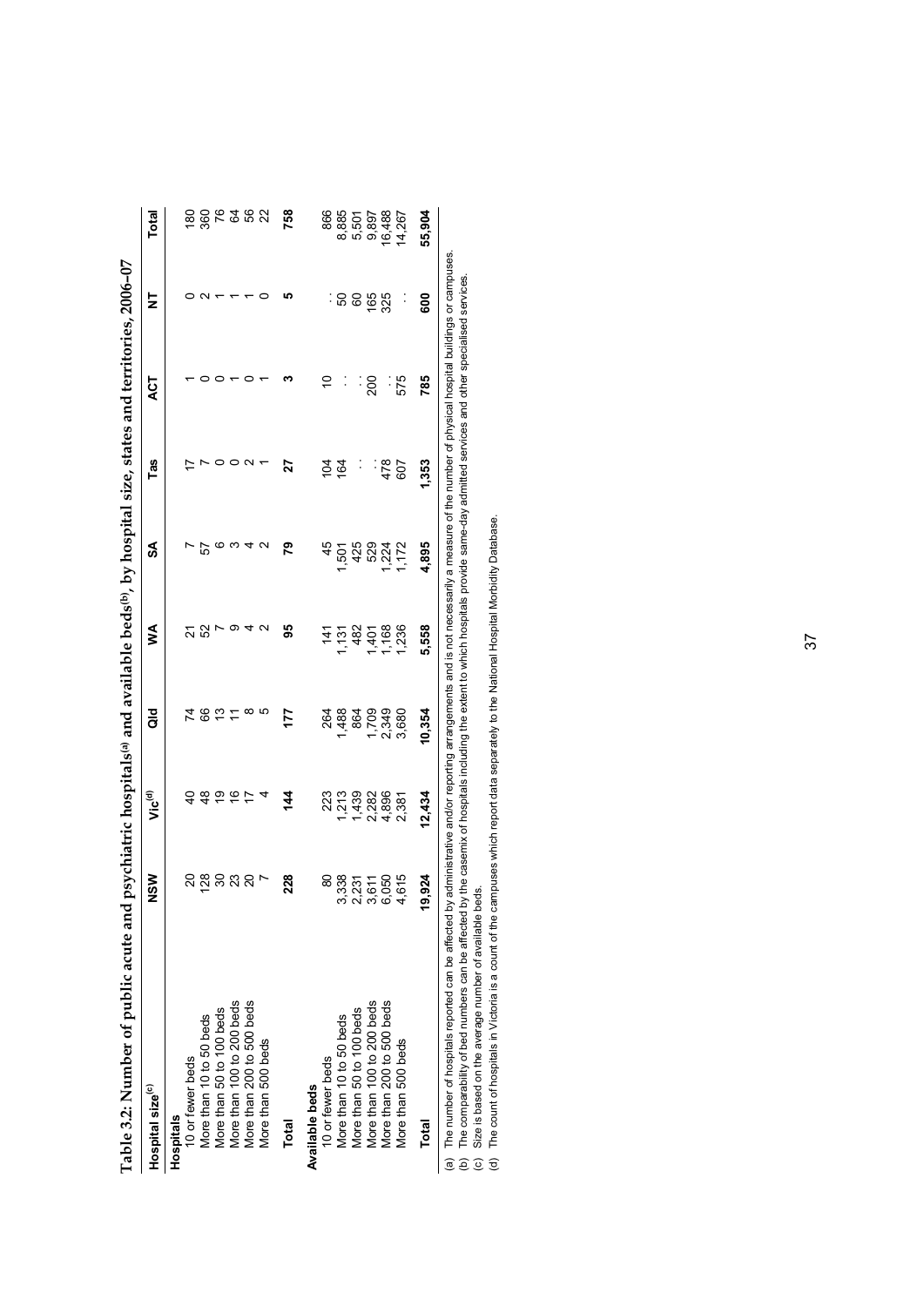**Table 3.2: Number of public acute and psychiatric hospitals[(a)] and available beds[(b)], by hospital size, states and territories, 2006–07**

| Hospital size[(c)] | NSW | Vic[(d)] | Qld | WA | SA | Tas | ACT | NT | Total |
|---|---|---|---|---|---|---|---|---|---|
| **Hospitals** | | | | | | | | | |
| 10 or fewer beds | 20 | 40 | 74 | 21 | 7 | 17 | 1 | 0 | 180 |
| More than 10 to 50 beds | 128 | 48 | 66 | 52 | 57 | 7 | 0 | 2 | 360 |
| More than 50 to 100 beds | 30 | 19 | 13 | 7 | 6 | 0 | 0 | 1 | 76 |
| More than 100 to 200 beds | 23 | 16 | 11 | 9 | 3 | 0 | 1 | 1 | 64 |
| More than 200 to 500 beds | 20 | 17 | 8 | 4 | 4 | 2 | 0 | 1 | 56 |
| More than 500 beds | 7 | 4 | 5 | 2 | 2 | 1 | 1 | 0 | 22 |
| **Total** | **228** | **144** | **177** | **95** | **79** | **27** | **3** | **5** | **758** |
| **Available beds** | | | | | | | | | |
| 10 or fewer beds | 80 | 223 | 264 | 141 | 45 | 104 | 10 | . . | 866 |
| More than 10 to 50 beds | 3,338 | 1,213 | 1,488 | 1,131 | 1,501 | 164 | . . | 50 | 8,885 |
| More than 50 to 100 beds | 2,231 | 1,439 | 864 | 482 | 425 | . . | . . | 60 | 5,501 |
| More than 100 to 200 beds | 3,611 | 2,282 | 1,709 | 1,401 | 529 | . . | 200 | 165 | 9,897 |
| More than 200 to 500 beds | 6,050 | 4,896 | 2,349 | 1,168 | 1,224 | 478 | . . | 325 | 16,488 |
| More than 500 beds | 4,615 | 2,381 | 3,680 | 1,236 | 1,172 | 607 | 575 | . . | 14,267 |
| **Total** | **19,924** | **12,434** | **10,354** | **5,558** | **4,895** | **1,353** | **785** | **600** | **55,904** |

(a) The number of hospitals reported can be affected by administrative and/or reporting arrangements and is not necessarily a measure of the number of physical hospital buildings or campuses.

(b) The comparability of bed numbers can be affected by the casemix of hospitals including the extent to which hospitals provide same-day admitted services and other specialised services.

(c) Size is based on the average number of available beds.

(d) The count of hospitals in Victoria is a count of the campuses which report data separately to the National Hospital Morbidity Database.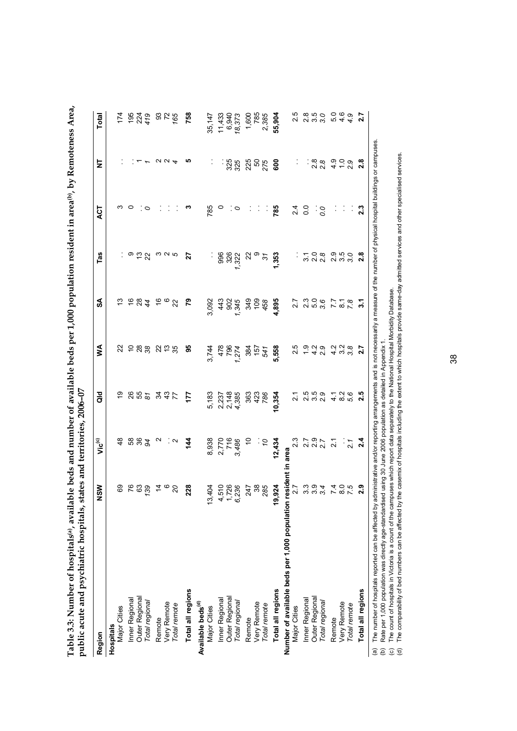**Table 3.3: Number of hospitals[(a)], available beds and number of available beds per 1,000 population resident in area[(b)], by Remoteness Area, public acute and psychiatric hospitals, states and territories, 2006–07**

| Region | NSW | Vic[(c)] | Qld | WA | SA | Tas | ACT | NT | Total |
|---|---|---|---|---|---|---|---|---|---|
| **Hospitals** | | | | | | | | | |
| Major Cities | 69 | 48 | 19 | 22 | 13 | . . | 3 | . . | 174 |
| Inner Regional | 76 | 58 | 26 | 10 | 16 | 9 | 0 | . . | 195 |
| Outer Regional | 63 | 36 | 55 | 28 | 28 | 13 | . . | 1 | 224 |
| *Total regional* | *139* | *94* | *81* | *38* | *44* | *22* | *0* | *1* | *419* |
| Remote | 14 | 2 | 34 | 22 | 16 | 3 | . . | 2 | 93 |
| Very Remote | 6 | . . | 43 | 13 | 6 | 2 | . . | 2 | 72 |
| *Total remote* | *20* | *2* | *77* | *35* | *22* | *5* | . . | *4* | *165* |
| **Total all regions** | **228** | **144** | **177** | **95** | **79** | **27** | **3** | **5** | **758** |
| **Available beds[(d)]** | | | | | | | | | |
| Major Cities | 13,404 | 8,938 | 5,183 | 3,744 | 3,092 | . . | 785 | . . | 35,147 |
| Inner Regional | 4,510 | 2,770 | 2,237 | 478 | 443 | 996 | 0 | . . | 11,433 |
| Outer Regional | 1,726 | 716 | 2,148 | 796 | 902 | 326 | . . | 325 | 6,940 |
| *Total regional* | *6,236* | *3,486* | *4,385* | *1,274* | *1,345* | *1,322* | *0* | *325* | *18,373* |
| Remote | 247 | 10 | 363 | 384 | 349 | 22 | . . | 225 | 1,600 |
| Very Remote | 38 | . . | 423 | 157 | 109 | 9 | . . | 50 | 785 |
| *Total remote* | *285* | *10* | *786* | *541* | *458* | *31* | . . | *275* | *2,385* |
| **Total all regions** | **19,924** | **12,434** | **10,354** | **5,558** | **4,895** | **1,353** | **785** | **600** | **55,904** |
| **Number of available beds per 1,000 population resident in area** | | | | | | | | | |
| Major Cities | 2.7 | 2.3 | 2.1 | 2.5 | 2.7 | . . | 2.4 | . . | 2.5 |
| Inner Regional | 3.3 | 2.7 | 2.5 | 1.9 | 2.3 | 3.1 | 0.0 | . . | 2.8 |
| Outer Regional | 3.9 | 2.9 | 3.5 | 4.2 | 5.0 | 2.0 | . . | 2.8 | 3.5 |
| *Total regional* | *3.4* | *2.7* | *2.9* | *2.9* | *3.6* | *2.8* | *0.0* | *2.8* | *3.0* |
| Remote | 7.4 | 2.1 | 4.1 | 4.2 | 7.7 | 2.9 | . . | 4.9 | 5.0 |
| Very Remote | 8.0 | . . | 8.2 | 3.2 | 8.1 | 3.5 | . . | 1.0 | 4.6 |
| *Total remote* | *7.5* | *2.1* | *5.6* | *3.8* | *7.8* | *3.0* | . . | *2.9* | *4.9* |
| **Total all regions** | **2.9** | **2.4** | **2.5** | **2.7** | **3.1** | **2.8** | **2.3** | **2.8** | **2.7** |

(a) The number of hospitals reported can be affected by administrative and/or reporting arrangements and is not necessarily a measure of the number of physical hospital buildings or campuses.
(b) Rate per 1,000 population was directly age-standardised using 30 June 2006 population as detailed in Appendix 1.
(c) The count of hospitals in Victoria is a count of the campuses which report data separately to the National Hospital Morbidity Database.
(d) The comparability of bed numbers can be affected by the casemix of hospitals including the extent to which hospitals provide same-day admitted services and other specialised services.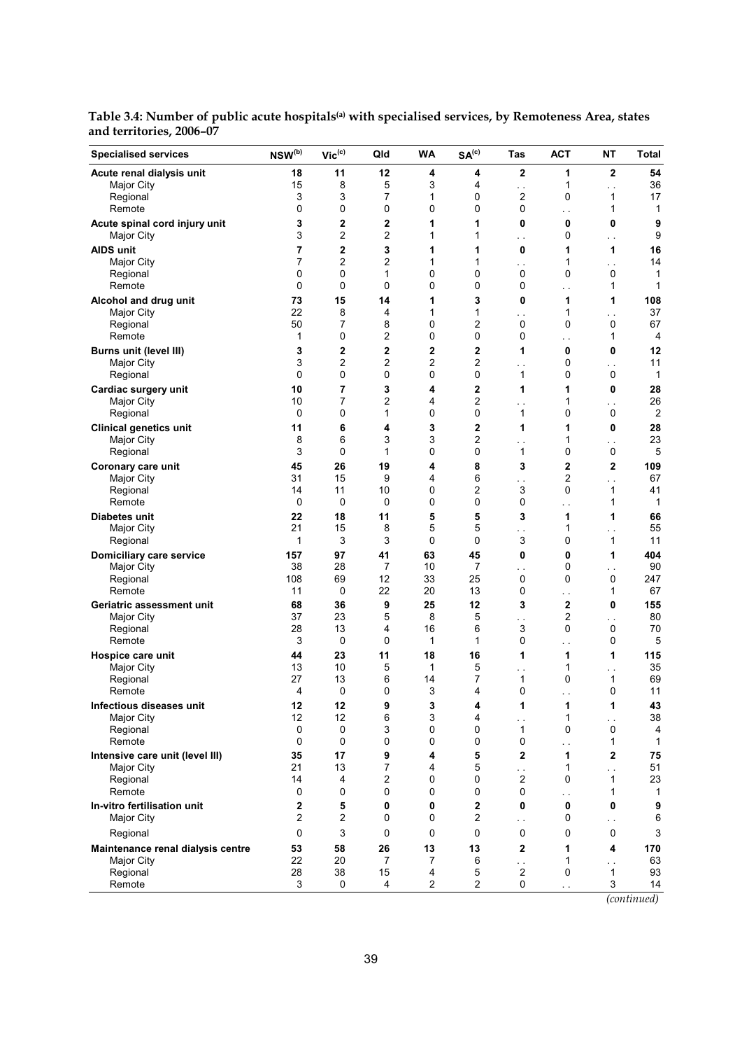**Table 3.4: Number of public acute hospitals[(a)] with specialised services, by Remoteness Area, states and territories, 2006–07**

| Specialised services | NSW[(b)] | Vic[(c)] | Qld | WA | SA[(c)] | Tas | ACT | NT | Total |
|---|---|---|---|---|---|---|---|---|---|
| **Acute renal dialysis unit** | **18** | **11** | **12** | **4** | **4** | **2** | **1** | **2** | **54** |
| Major City | 15 | 8 | 5 | 3 | 4 | . . | 1 | . . | 36 |
| Regional | 3 | 3 | 7 | 1 | 0 | 2 | 0 | 1 | 17 |
| Remote | 0 | 0 | 0 | 0 | 0 | 0 | . . | 1 | 1 |
| **Acute spinal cord injury unit** | **3** | **2** | **2** | **1** | **1** | **0** | **0** | **0** | **9** |
| Major City | 3 | 2 | 2 | 1 | 1 | . . | 0 | . . | 9 |
| **AIDS unit** | **7** | **2** | **3** | **1** | **1** | **0** | **1** | **1** | **16** |
| Major City | 7 | 2 | 2 | 1 | 1 | . . | 1 | . . | 14 |
| Regional | 0 | 0 | 1 | 0 | 0 | 0 | 0 | 0 | 1 |
| Remote | 0 | 0 | 0 | 0 | 0 | 0 | . . | 1 | 1 |
| **Alcohol and drug unit** | **73** | **15** | **14** | **1** | **3** | **0** | **1** | **1** | **108** |
| Major City | 22 | 8 | 4 | 1 | 1 | . . | 1 | . . | 37 |
| Regional | 50 | 7 | 8 | 0 | 2 | 0 | 0 | 0 | 67 |
| Remote | 1 | 0 | 2 | 0 | 0 | 0 | . . | 1 | 4 |
| **Burns unit (level III)** | **3** | **2** | **2** | **2** | **2** | **1** | **0** | **0** | **12** |
| Major City | 3 | 2 | 2 | 2 | 2 | . . | 0 | . . | 11 |
| Regional | 0 | 0 | 0 | 0 | 0 | 1 | 0 | 0 | 1 |
| **Cardiac surgery unit** | **10** | **7** | **3** | **4** | **2** | **1** | **1** | **0** | **28** |
| Major City | 10 | 7 | 2 | 4 | 2 | . . | 1 | . . | 26 |
| Regional | 0 | 0 | 1 | 0 | 0 | 1 | 0 | 0 | 2 |
| **Clinical genetics unit** | **11** | **6** | **4** | **3** | **2** | **1** | **1** | **0** | **28** |
| Major City | 8 | 6 | 3 | 3 | 2 | . . | 1 | . . | 23 |
| Regional | 3 | 0 | 1 | 0 | 0 | 1 | 0 | 0 | 5 |
| **Coronary care unit** | **45** | **26** | **19** | **4** | **8** | **3** | **2** | **2** | **109** |
| Major City | 31 | 15 | 9 | 4 | 6 | . . | 2 | . . | 67 |
| Regional | 14 | 11 | 10 | 0 | 2 | 3 | 0 | 1 | 41 |
| Remote | 0 | 0 | 0 | 0 | 0 | 0 | . . | 1 | 1 |
| **Diabetes unit** | **22** | **18** | **11** | **5** | **5** | **3** | **1** | **1** | **66** |
| Major City | 21 | 15 | 8 | 5 | 5 | . . | 1 | . . | 55 |
| Regional | 1 | 3 | 3 | 0 | 0 | 3 | 0 | 1 | 11 |
| **Domiciliary care service** | **157** | **97** | **41** | **63** | **45** | **0** | **0** | **1** | **404** |
| Major City | 38 | 28 | 7 | 10 | 7 | . . | 0 | . . | 90 |
| Regional | 108 | 69 | 12 | 33 | 25 | 0 | 0 | 0 | 247 |
| Remote | 11 | 0 | 22 | 20 | 13 | 0 | . . | 1 | 67 |
| **Geriatric assessment unit** | **68** | **36** | **9** | **25** | **12** | **3** | **2** | **0** | **155** |
| Major City | 37 | 23 | 5 | 8 | 5 | . . | 2 | . . | 80 |
| Regional | 28 | 13 | 4 | 16 | 6 | 3 | 0 | 0 | 70 |
| Remote | 3 | 0 | 0 | 1 | 1 | 0 | . . | 0 | 5 |
| **Hospice care unit** | **44** | **23** | **11** | **18** | **16** | **1** | **1** | **1** | **115** |
| Major City | 13 | 10 | 5 | 1 | 5 | . . | 1 | . . | 35 |
| Regional | 27 | 13 | 6 | 14 | 7 | 1 | 0 | 1 | 69 |
| Remote | 4 | 0 | 0 | 3 | 4 | 0 | . . | 0 | 11 |
| **Infectious diseases unit** | **12** | **12** | **9** | **3** | **4** | **1** | **1** | **1** | **43** |
| Major City | 12 | 12 | 6 | 3 | 4 | . . | 1 | . . | 38 |
| Regional | 0 | 0 | 3 | 0 | 0 | 1 | 0 | 0 | 4 |
| Remote | 0 | 0 | 0 | 0 | 0 | 0 | . . | 1 | 1 |
| **Intensive care unit (level III)** | **35** | **17** | **9** | **4** | **5** | **2** | **1** | **2** | **75** |
| Major City | 21 | 13 | 7 | 4 | 5 | . . | 1 | . . | 51 |
| Regional | 14 | 4 | 2 | 0 | 0 | 2 | 0 | 1 | 23 |
| Remote | 0 | 0 | 0 | 0 | 0 | 0 | . . | 1 | 1 |
| **In-vitro fertilisation unit** | **2** | **5** | **0** | **0** | **2** | **0** | **0** | **0** | **9** |
| Major City | 2 | 2 | 0 | 0 | 2 | . . | 0 | . . | 6 |
| Regional | 0 | 3 | 0 | 0 | 0 | 0 | 0 | 0 | 3 |
| **Maintenance renal dialysis centre** | **53** | **58** | **26** | **13** | **13** | **2** | **1** | **4** | **170** |
| Major City | 22 | 20 | 7 | 7 | 6 | . . | 1 | . . | 63 |
| Regional | 28 | 38 | 15 | 4 | 5 | 2 | 0 | 1 | 93 |
| Remote | 3 | 0 | 4 | 2 | 2 | 0 | . . | 3 | 14 |

*(continued)*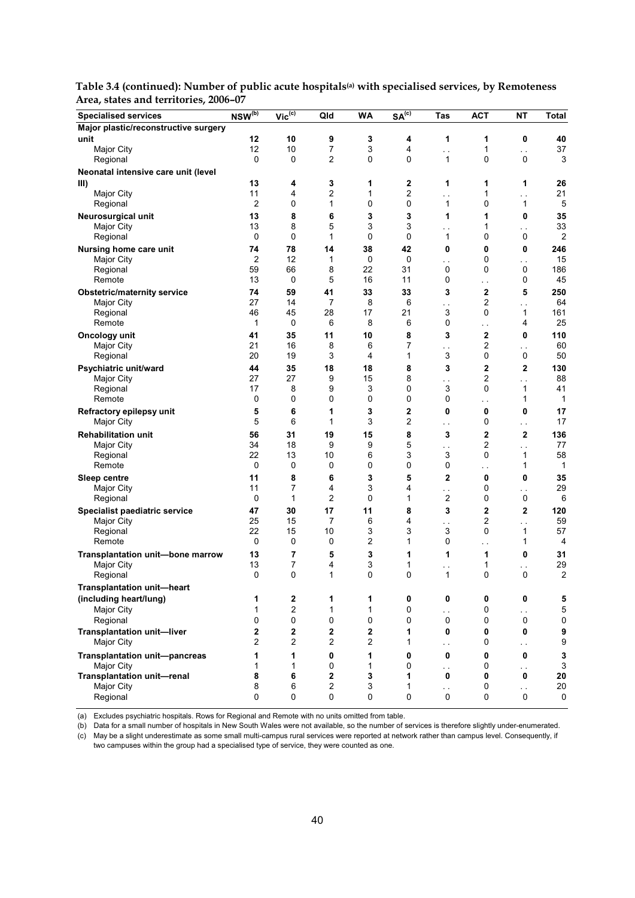**Table 3.4 (continued): Number of public acute hospitals[(a)] with specialised services, by Remoteness Area, states and territories, 2006–07**

| Specialised services | NSW[(b)] | Vic[(c)] | Qld | WA | SA[(c)] | Tas | ACT | NT | Total |
|---|---|---|---|---|---|---|---|---|---|
| **Major plastic/reconstructive surgery unit** | **12** | **10** | **9** | **3** | **4** | **1** | **1** | **0** | **40** |
| Major City | 12 | 10 | 7 | 3 | 4 | . . | 1 | . . | 37 |
| Regional | 0 | 0 | 2 | 0 | 0 | 1 | 0 | 0 | 3 |
| **Neonatal intensive care unit (level III)** | **13** | **4** | **3** | **1** | **2** | **1** | **1** | **1** | **26** |
| Major City | 11 | 4 | 2 | 1 | 2 | . . | 1 | . . | 21 |
| Regional | 2 | 0 | 1 | 0 | 0 | 1 | 0 | 1 | 5 |
| **Neurosurgical unit** | **13** | **8** | **6** | **3** | **3** | **1** | **1** | **0** | **35** |
| Major City | 13 | 8 | 5 | 3 | 3 | . . | 1 | . . | 33 |
| Regional | 0 | 0 | 1 | 0 | 0 | 1 | 0 | 0 | 2 |
| **Nursing home care unit** | **74** | **78** | **14** | **38** | **42** | **0** | **0** | **0** | **246** |
| Major City | 2 | 12 | 1 | 0 | 0 | . . | 0 | . . | 15 |
| Regional | 59 | 66 | 8 | 22 | 31 | 0 | 0 | 0 | 186 |
| Remote | 13 | 0 | 5 | 16 | 11 | 0 | . . | 0 | 45 |
| **Obstetric/maternity service** | **74** | **59** | **41** | **33** | **33** | **3** | **2** | **5** | **250** |
| Major City | 27 | 14 | 7 | 8 | 6 | . . | 2 | . . | 64 |
| Regional | 46 | 45 | 28 | 17 | 21 | 3 | 0 | 1 | 161 |
| Remote | 1 | 0 | 6 | 8 | 6 | 0 | . . | 4 | 25 |
| **Oncology unit** | **41** | **35** | **11** | **10** | **8** | **3** | **2** | **0** | **110** |
| Major City | 21 | 16 | 8 | 6 | 7 | . . | 2 | . . | 60 |
| Regional | 20 | 19 | 3 | 4 | 1 | 3 | 0 | 0 | 50 |
| **Psychiatric unit/ward** | **44** | **35** | **18** | **18** | **8** | **3** | **2** | **2** | **130** |
| Major City | 27 | 27 | 9 | 15 | 8 | . . | 2 | . . | 88 |
| Regional | 17 | 8 | 9 | 3 | 0 | 3 | 0 | 1 | 41 |
| Remote | 0 | 0 | 0 | 0 | 0 | 0 | . . | 1 | 1 |
| **Refractory epilepsy unit** | **5** | **6** | **1** | **3** | **2** | **0** | **0** | **0** | **17** |
| Major City | 5 | 6 | 1 | 3 | 2 | . . | 0 | . . | 17 |
| **Rehabilitation unit** | **56** | **31** | **19** | **15** | **8** | **3** | **2** | **2** | **136** |
| Major City | 34 | 18 | 9 | 9 | 5 | . . | 2 | . . | 77 |
| Regional | 22 | 13 | 10 | 6 | 3 | 3 | 0 | 1 | 58 |
| Remote | 0 | 0 | 0 | 0 | 0 | 0 | . . | 1 | 1 |
| **Sleep centre** | **11** | **8** | **6** | **3** | **5** | **2** | **0** | **0** | **35** |
| Major City | 11 | 7 | 4 | 3 | 4 | . . | 0 | . . | 29 |
| Regional | 0 | 1 | 2 | 0 | 1 | 2 | 0 | 0 | 6 |
| **Specialist paediatric service** | **47** | **30** | **17** | **11** | **8** | **3** | **2** | **2** | **120** |
| Major City | 25 | 15 | 7 | 6 | 4 | . . | 2 | . . | 59 |
| Regional | 22 | 15 | 10 | 3 | 3 | 3 | 0 | 1 | 57 |
| Remote | 0 | 0 | 0 | 2 | 1 | 0 | . . | 1 | 4 |
| **Transplantation unit—bone marrow** | **13** | **7** | **5** | **3** | **1** | **1** | **1** | **0** | **31** |
| Major City | 13 | 7 | 4 | 3 | 1 | . . | 1 | . . | 29 |
| Regional | 0 | 0 | 1 | 0 | 0 | 1 | 0 | 0 | 2 |
| **Transplantation unit—heart (including heart/lung)** | **1** | **2** | **1** | **1** | **0** | **0** | **0** | **0** | **5** |
| Major City | 1 | 2 | 1 | 1 | 0 | . . | 0 | . . | 5 |
| Regional | 0 | 0 | 0 | 0 | 0 | 0 | 0 | 0 | 0 |
| **Transplantation unit—liver** | **2** | **2** | **2** | **2** | **1** | **0** | **0** | **0** | **9** |
| Major City | 2 | 2 | 2 | 2 | 1 | . . | 0 | . . | 9 |
| **Transplantation unit—pancreas** | **1** | **1** | **0** | **1** | **0** | **0** | **0** | **0** | **3** |
| Major City | 1 | 1 | 0 | 1 | 0 | . . | 0 | . . | 3 |
| **Transplantation unit—renal** | **8** | **6** | **2** | **3** | **1** | **0** | **0** | **0** | **20** |
| Major City | 8 | 6 | 2 | 3 | 1 | . . | 0 | . . | 20 |
| Regional | 0 | 0 | 0 | 0 | 0 | 0 | 0 | 0 | 0 |

(a) Excludes psychiatric hospitals. Rows for Regional and Remote with no units omitted from table.

(b) Data for a small number of hospitals in New South Wales were not available, so the number of services is therefore slightly under-enumerated.

(c) May be a slight underestimate as some small multi-campus rural services were reported at network rather than campus level. Consequently, if two campuses within the group had a specialised type of service, they were counted as one.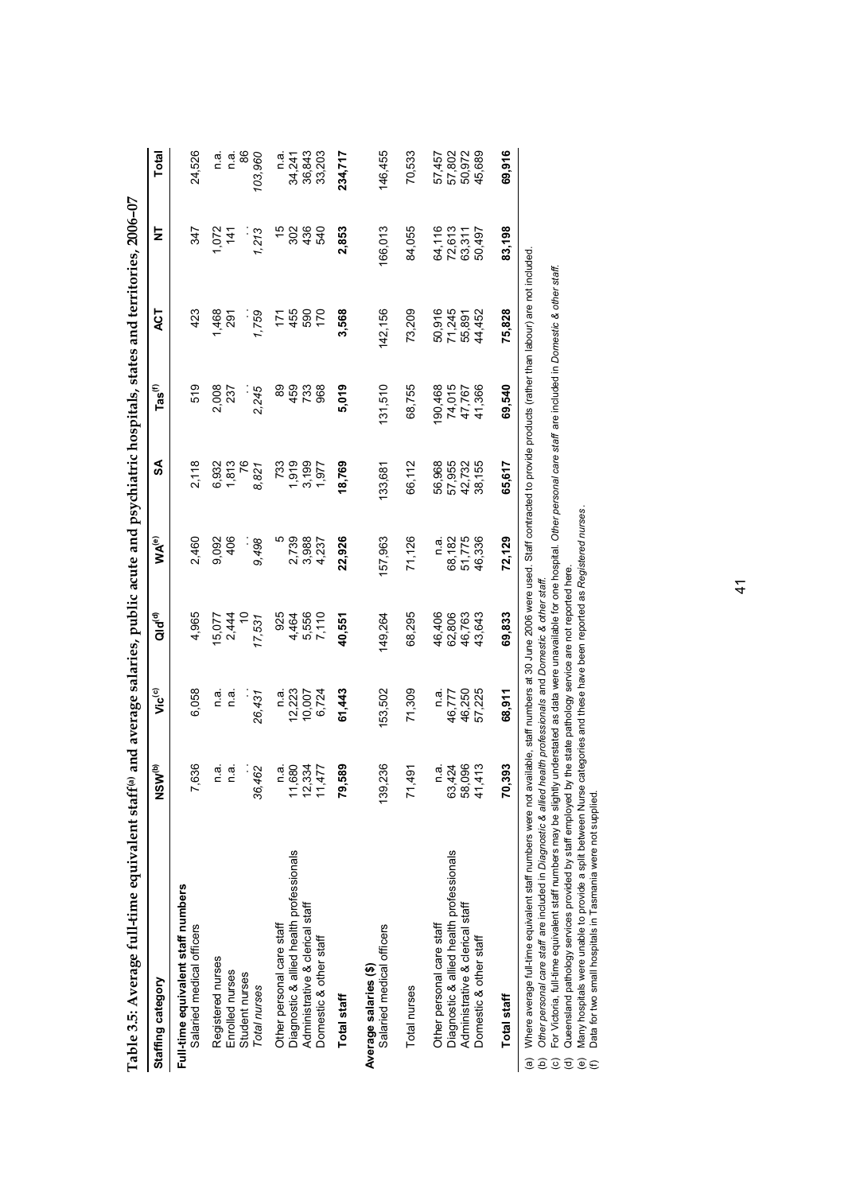**Table 3.5: Average full-time equivalent staff[(a)] and average salaries, public acute and psychiatric hospitals, states and territories, 2006–07**

| Staffing category | NSW[(b)] | Vic[(c)] | Qld[(d)] | WA[(e)] | SA | Tas[(f)] | ACT | NT | Total |
|---|---|---|---|---|---|---|---|---|---|
| **Full-time equivalent staff numbers** | | | | | | | | | |
| Salaried medical officers | 7,636 | 6,058 | 4,965 | 2,460 | 2,118 | 519 | 423 | 347 | 24,526 |
| Registered nurses | n.a. | n.a. | 15,077 | 9,092 | 6,932 | 2,008 | 1,468 | 1,072 | n.a. |
| Enrolled nurses | n.a. | n.a. | 2,444 | 406 | 1,813 | 237 | 291 | 141 | n.a. |
| Student nurses | . . | . . | 10 | . . | 76 | . . | . . | . . | 86 |
| *Total nurses* | *36,462* | *26,431* | *17,531* | *9,498* | *8,821* | *2,245* | *1,759* | *1,213* | *103,960* |
| Other personal care staff | n.a. | n.a. | 925 | 5 | 733 | 89 | 171 | 15 | n.a. |
| Diagnostic & allied health professionals | 11,680 | 12,223 | 4,464 | 2,739 | 1,919 | 459 | 455 | 302 | 34,241 |
| Administrative & clerical staff | 12,334 | 10,007 | 5,556 | 3,988 | 3,199 | 733 | 590 | 436 | 36,843 |
| Domestic & other staff | 11,477 | 6,724 | 7,110 | 4,237 | 1,977 | 968 | 170 | 540 | 33,203 |
| **Total staff** | **79,589** | **61,443** | **40,551** | **22,926** | **18,769** | **5,019** | **3,568** | **2,853** | **234,717** |
| **Average salaries ($)** | | | | | | | | | |
| Salaried medical officers | 139,236 | 153,502 | 149,264 | 157,963 | 133,681 | 131,510 | 142,156 | 166,013 | 146,455 |
| Total nurses | 71,491 | 71,309 | 68,295 | 71,126 | 66,112 | 68,755 | 73,209 | 84,055 | 70,533 |
| Other personal care staff | n.a. | n.a. | 46,406 | n.a. | 56,968 | 190,468 | 50,916 | 64,116 | 57,457 |
| Diagnostic & allied health professionals | 63,424 | 46,777 | 62,806 | 68,182 | 57,955 | 74,015 | 71,245 | 72,613 | 57,802 |
| Administrative & clerical staff | 58,096 | 46,250 | 46,763 | 51,775 | 42,732 | 47,767 | 55,891 | 63,311 | 50,972 |
| Domestic & other staff | 41,413 | 57,225 | 43,643 | 46,336 | 38,155 | 41,366 | 44,452 | 50,497 | 45,689 |
| **Total staff** | **70,393** | **68,911** | **69,833** | **72,129** | **65,617** | **69,540** | **75,828** | **83,198** | **69,916** |

(a) Where average full-time equivalent staff numbers were not available, staff numbers at 30 June 2006 were used. Staff contracted to provide products (rather than labour) are not included.
(b) *Other personal care staff* are included in *Diagnostic & allied health professionals* and *Domestic & other staff*.
(c) For Victoria, full-time equivalent staff numbers may be slightly understated as data were unavailable for one hospital. *Other personal care staff* are included in *Domestic & other staff*.
(d) Queensland pathology services provided by staff employed by the state pathology service are not reported here.
(e) Many hospitals were unable to provide a split between Nurse categories and these have been reported as *Registered nurses*.
(f) Data for two small hospitals in Tasmania were not supplied.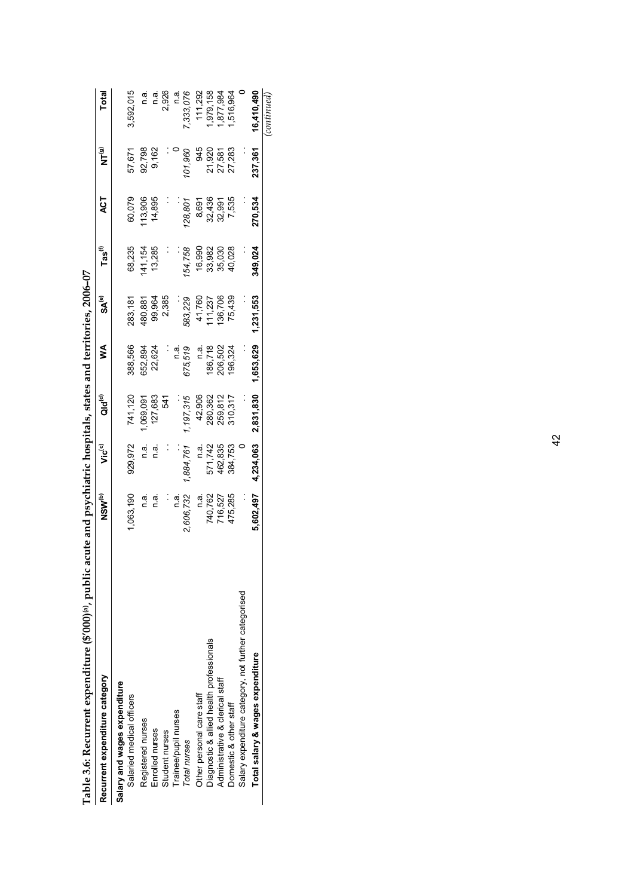**Table 3.6: Recurrent expenditure ($'000)[(a)], public acute and psychiatric hospitals, states and territories, 2006–07**

| Recurrent expenditure category | NSW[(b)] | Vic[(c)] | Qld[(d)] | WA | SA[(e)] | Tas[(f)] | ACT | NT[(g)] | Total |
|---|---|---|---|---|---|---|---|---|---|
| **Salary and wages expenditure** | | | | | | | | | |
| Salaried medical officers | 1,063,190 | 929,972 | 741,120 | 388,566 | 283,181 | 68,235 | 60,079 | 57,671 | 3,592,015 |
| Registered nurses | n.a. | n.a. | 1,069,091 | 652,894 | 480,881 | 141,154 | 113,906 | 92,798 | n.a. |
| Enrolled nurses | n.a. | n.a. | 127,683 | 22,624 | 99,964 | 13,285 | 14,895 | 9,162 | n.a. |
| Student nurses | . . | . . | 541 | . . | 2,385 | . . | . . | . . | 2,926 |
| Trainee/pupil nurses | n.a. | . . | . . | n.a. | . . | . . | . . | 0 | n.a. |
| *Total nurses* | *2,606,732* | *1,884,761* | *1,197,315* | *675,519* | *583,229* | *154,758* | *128,801* | *101,960* | *7,333,076* |
| Other personal care staff | n.a. | n.a. | 42,906 | n.a. | 41,760 | 16,990 | 8,691 | 945 | 111,292 |
| Diagnostic & allied health professionals | 740,762 | 571,742 | 280,362 | 186,718 | 111,237 | 33,982 | 32,436 | 21,920 | 1,979,158 |
| Administrative & clerical staff | 716,527 | 462,835 | 259,812 | 206,502 | 136,706 | 35,030 | 32,991 | 27,581 | 1,877,984 |
| Domestic & other staff | 475,285 | 384,753 | 310,317 | 196,324 | 75,439 | 40,028 | 7,535 | 27,283 | 1,516,964 |
| Salary expenditure category, not further categorised | . . | 0 | . . | . . | . . | . . | . . | . . | 0 |
| **Total salary & wages expenditure** | **5,602,497** | **4,234,063** | **2,831,830** | **1,653,629** | **1,231,553** | **349,024** | **270,534** | **237,361** | **16,410,490** |

*(continued)*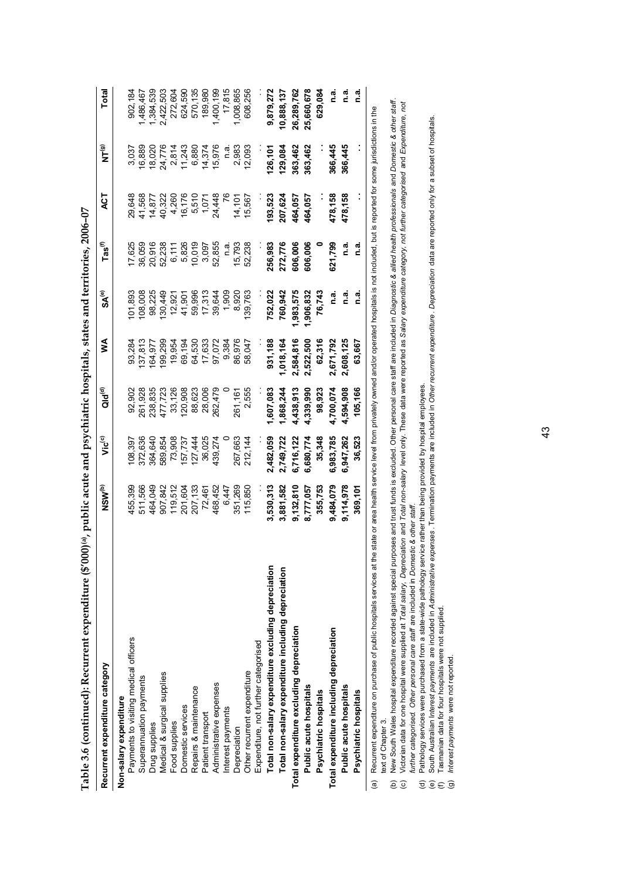**Table 3.6 (continued): Recurrent expenditure ($'000)[(a)], public acute and psychiatric hospitals, states and territories, 2006–07**

| Recurrent expenditure category | NSW[(b)] | Vic[(c)] | Qld[(d)] | WA | SA[(e)] | Tas[(f)] | ACT | NT[(g)] | Total |
|---|---|---|---|---|---|---|---|---|---|
| **Non-salary expenditure** | | | | | | | | | |
| Payments to visiting medical officers | 455,399 | 108,397 | 92,902 | 93,284 | 101,893 | 17,625 | 29,648 | 3,037 | 902,184 |
| Superannuation payments | 511,566 | 372,636 | 261,928 | 137,813 | 108,008 | 36,059 | 41,568 | 16,889 | 1,486,467 |
| Drug supplies | 464,049 | 364,640 | 238,835 | 164,977 | 98,225 | 20,916 | 14,877 | 18,020 | 1,384,539 |
| Medical & surgical supplies | 907,842 | 589,854 | 477,723 | 199,299 | 130,449 | 52,238 | 40,322 | 24,776 | 2,422,503 |
| Food supplies | 119,512 | 73,908 | 33,126 | 19,954 | 12,921 | 6,111 | 4,260 | 2,814 | 272,604 |
| Domestic services | 201,604 | 157,737 | 120,908 | 69,194 | 41,901 | 5,826 | 16,176 | 11,243 | 624,590 |
| Repairs & maintenance | 207,133 | 127,444 | 88,623 | 64,530 | 59,996 | 10,019 | 5,510 | 6,880 | 570,135 |
| Patient transport | 72,461 | 36,025 | 28,006 | 17,633 | 17,313 | 3,097 | 1,071 | 14,374 | 189,980 |
| Administrative expenses | 468,452 | 439,274 | 262,479 | 97,072 | 39,644 | 52,855 | 24,448 | 15,976 | 1,400,199 |
| Interest payments | 6,447 | 0 | 0 | 9,384 | 1,909 | n.a. | 76 | n.a. | 17,815 |
| Depreciation | 351,269 | 267,663 | 261,161 | 86,976 | 8,920 | 15,793 | 14,101 | 2,983 | 1,008,865 |
| Other recurrent expenditure | 115,850 | 212,144 | 2,555 | 58,047 | 139,763 | 52,238 | 15,567 | 12,093 | 608,256 |
| Expenditure, not further categorised | . . | . . | . . | . . | . . | . . | . . | . . | . . |
| **Total non-salary expenditure excluding depreciation** | **3,530,313** | **2,482,059** | **1,607,083** | **931,188** | **752,022** | **256,983** | **193,523** | **126,101** | **9,879,272** |
| **Total non-salary expenditure including depreciation** | **3,881,582** | **2,749,722** | **1,868,244** | **1,018,164** | **760,942** | **272,776** | **207,624** | **129,084** | **10,888,137** |
| **Total expenditure excluding depreciation** | **9,132,810** | **6,716,122** | **4,438,913** | **2,584,816** | **1,983,575** | **606,006** | **464,057** | **363,462** | **26,289,762** |
| **Public acute hospitals** | **8,777,057** | **6,680,774** | **4,339,990** | **2,522,500** | **1,906,832** | **606,006** | **464,057** | **363,462** | **25,660,678** |
| **Psychiatric hospitals** | **355,753** | **35,348** | **98,923** | **62,316** | **76,743** | **0** | **. .** | **. .** | **629,084** |
| **Total expenditure including depreciation** | **9,484,079** | **6,983,785** | **4,700,074** | **2,671,792** | **n.a.** | **621,799** | **478,158** | **366,445** | **n.a.** |
| **Public acute hospitals** | **9,114,978** | **6,947,262** | **4,594,908** | **2,608,125** | **n.a.** | **n.a.** | **478,158** | **366,445** | **n.a.** |
| **Psychiatric hospitals** | **369,101** | **36,523** | **105,166** | **63,667** | **n.a.** | **n.a.** | **. .** | **. .** | **n.a.** |

(a) Recurrent expenditure on purchase of public hospitals services at the state or area health service level from privately owned and/or operated hospitals is not included, but is reported for some jurisdictions in the text of Chapter 3.

(b) New South Wales hospital expenditure recorded against special purposes and trust funds is excluded. Other personal care staff are included in *Diagnostic & allied health professionals* and *Domestic & other staff*.

(c) Victorian data for one hospital were supplied at *Total salary*, *Depreciation* and *Total non-salary* level only. These data were reported as *Salary expenditure category, not further categorised* and *Expenditure, not further categorised*. *Other personal care staff* are included in *Domestic & other staff*.

(d) Pathology services were purchased from a state-wide pathology service rather than being provided by hospital employees.

(e) South Australian *Interest payments* are included in *Administrative expenses*. Termination payments are included in *Other recurrent expenditure*. *Depreciation* data are reported only for a subset of hospitals.

(f) Tasmanian data for four hospitals were not supplied.

(g) *Interest payments* were not reported.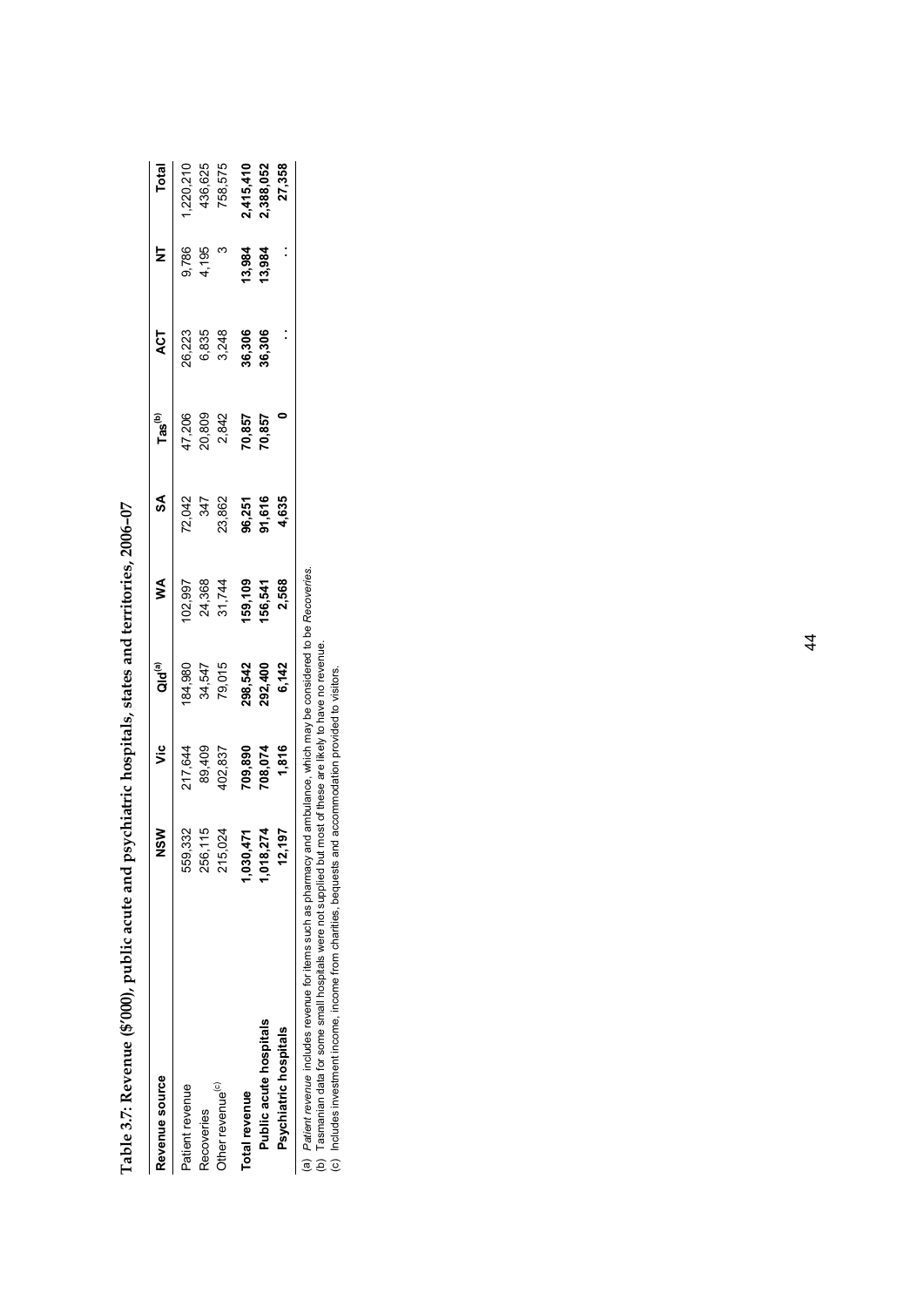**Table 3.7: Revenue ($'000), public acute and psychiatric hospitals, states and territories, 2006–07**

| Revenue source | NSW | Vic | Qld[(a)] | WA | SA | Tas[(b)] | ACT | NT | Total |
|---|---|---|---|---|---|---|---|---|---|
| Patient revenue | 559,332 | 217,644 | 184,980 | 102,997 | 72,042 | 47,206 | 26,223 | 9,786 | 1,220,210 |
| Recoveries | 256,115 | 89,409 | 34,547 | 24,368 | 347 | 20,809 | 6,835 | 4,195 | 436,625 |
| Other revenue[(c)] | 215,024 | 402,837 | 79,015 | 31,744 | 23,862 | 2,842 | 3,248 | 3 | 758,575 |
| **Total revenue** | **1,030,471** | **709,890** | **298,542** | **159,109** | **96,251** | **70,857** | **36,306** | **13,984** | **2,415,410** |
| **Public acute hospitals** | **1,018,274** | **708,074** | **292,400** | **156,541** | **91,616** | **70,857** | **36,306** | **13,984** | **2,388,052** |
| **Psychiatric hospitals** | **12,197** | **1,816** | **6,142** | **2,568** | **4,635** | **0** | **. .** | **. .** | **27,358** |

(a) *Patient revenue* includes revenue for items such as pharmacy and ambulance, which may be considered to be *Recoveries*.
(b) Tasmanian data for some small hospitals were not supplied but most of these are likely to have no revenue.
(c) Includes investment income, income from charities, bequests and accommodation provided to visitors.